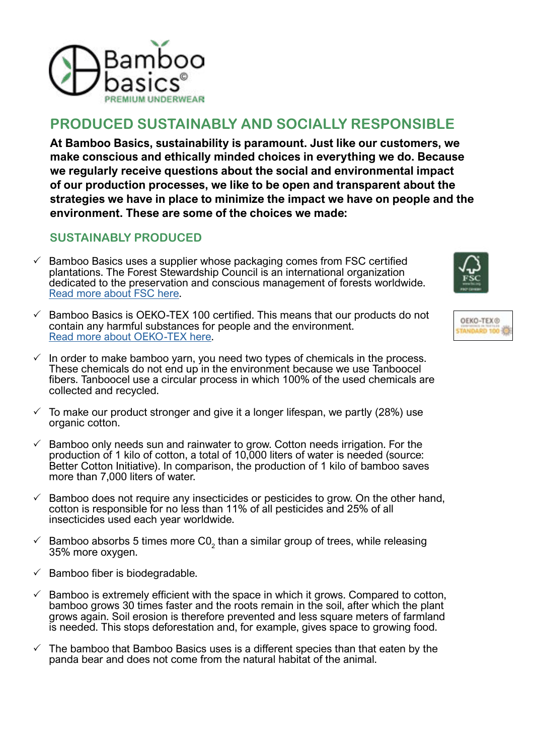Bamboo basics©
PREMIUM UNDERWEAR

# PRODUCED SUSTAINABLY AND SOCIALLY RESPONSIBLE

**At Bamboo Basics, sustainability is paramount. Just like our customers, we make conscious and ethically minded choices in everything we do. Because we regularly receive questions about the social and environmental impact of our production processes, we like to be open and transparent about the strategies we have in place to minimize the impact we have on people and the environment. These are some of the choices we made:**

## SUSTAINABLY PRODUCED

- ✓ Bamboo Basics uses a supplier whose packaging comes from FSC certified plantations. The Forest Stewardship Council is an international organization dedicated to the preservation and conscious management of forests worldwide. [Read more about FSC here].
- ✓ Bamboo Basics is OEKO-TEX 100 certified. This means that our products do not contain any harmful substances for people and the environment. [Read more about OEKO-TEX here].
- ✓ In order to make bamboo yarn, you need two types of chemicals in the process. These chemicals do not end up in the environment because we use Tanboocel fibers. Tanboocel use a circular process in which 100% of the used chemicals are collected and recycled.
- ✓ To make our product stronger and give it a longer lifespan, we partly (28%) use organic cotton.
- ✓ Bamboo only needs sun and rainwater to grow. Cotton needs irrigation. For the production of 1 kilo of cotton, a total of 10,000 liters of water is needed (source: Better Cotton Initiative). In comparison, the production of 1 kilo of bamboo saves more than 7,000 liters of water.
- ✓ Bamboo does not require any insecticides or pesticides to grow. On the other hand, cotton is responsible for no less than 11% of all pesticides and 25% of all insecticides used each year worldwide.
- ✓ Bamboo absorbs 5 times more $C0_2$ than a similar group of trees, while releasing 35% more oxygen.
- ✓ Bamboo fiber is biodegradable.
- ✓ Bamboo is extremely efficient with the space in which it grows. Compared to cotton, bamboo grows 30 times faster and the roots remain in the soil, after which the plant grows again. Soil erosion is therefore prevented and less square meters of farmland is needed. This stops deforestation and, for example, gives space to growing food.
- ✓ The bamboo that Bamboo Basics uses is a different species than that eaten by the panda bear and does not come from the natural habitat of the animal.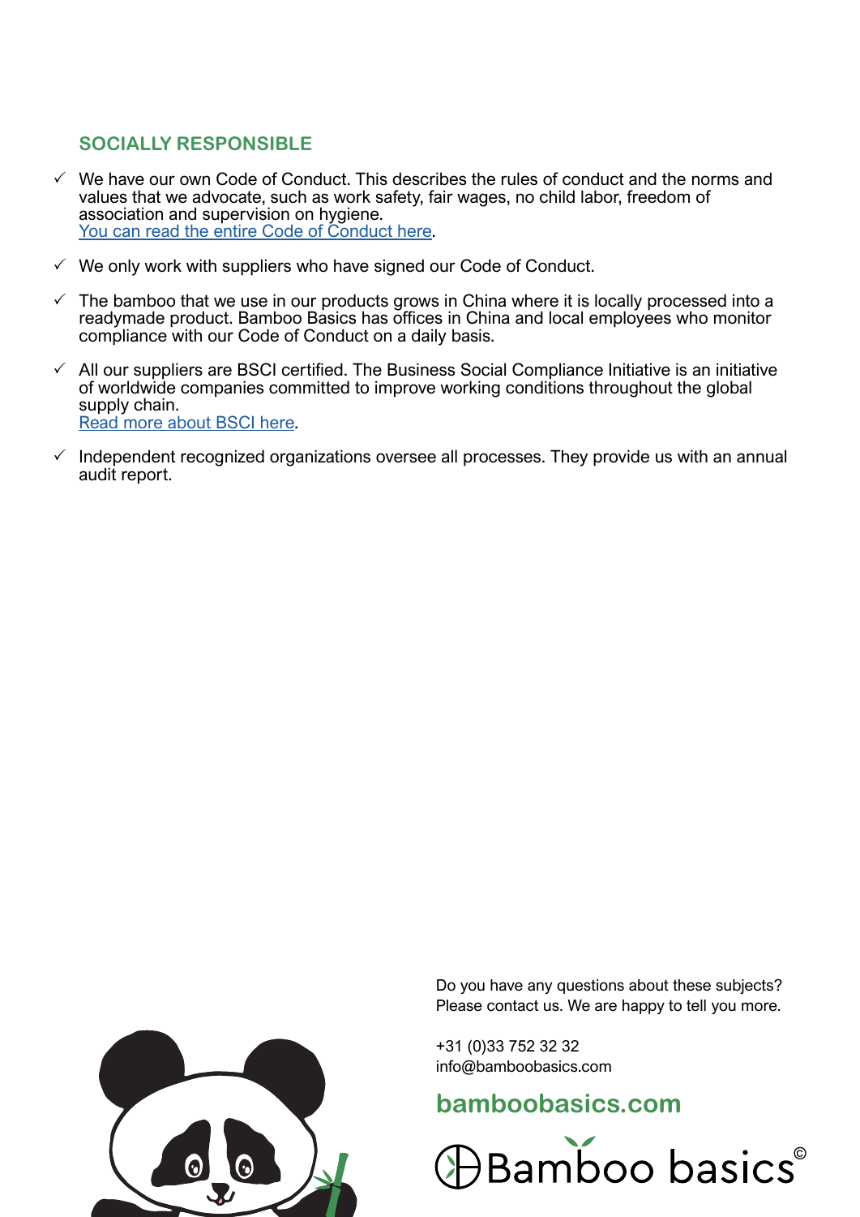## SOCIALLY RESPONSIBLE

- ✓ We have our own Code of Conduct. This describes the rules of conduct and the norms and values that we advocate, such as work safety, fair wages, no child labor, freedom of association and supervision on hygiene.
  You can read the entire Code of Conduct here.
- ✓ We only work with suppliers who have signed our Code of Conduct.
- ✓ The bamboo that we use in our products grows in China where it is locally processed into a readymade product. Bamboo Basics has offices in China and local employees who monitor compliance with our Code of Conduct on a daily basis.
- ✓ All our suppliers are BSCI certified. The Business Social Compliance Initiative is an initiative of worldwide companies committed to improve working conditions throughout the global supply chain.
  Read more about BSCI here.
- ✓ Independent recognized organizations oversee all processes. They provide us with an annual audit report.

Do you have any questions about these subjects? Please contact us. We are happy to tell you more.

+31 (0)33 752 32 32
info@bamboobasics.com

**bamboobasics.com**

Bamboo basics©